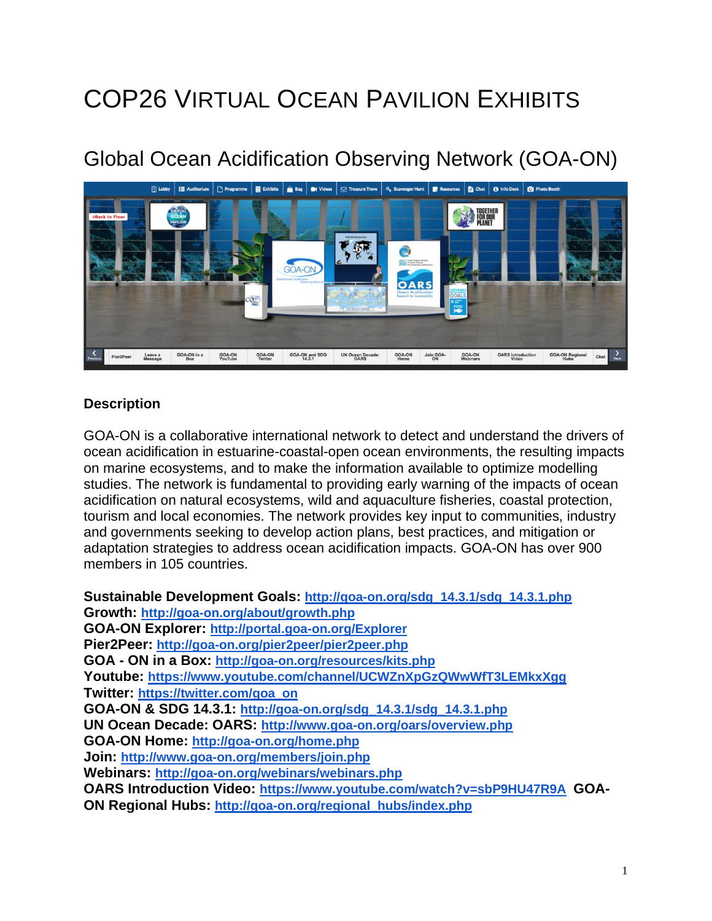# COP26 Virtual Ocean Pavilion Exhibits

## Global Ocean Acidification Observing Network (GOA-ON)

### Description

GOA-ON is a collaborative international network to detect and understand the drivers of ocean acidification in estuarine-coastal-open ocean environments, the resulting impacts on marine ecosystems, and to make the information available to optimize modelling studies. The network is fundamental to providing early warning of the impacts of ocean acidification on natural ecosystems, wild and aquaculture fisheries, coastal protection, tourism and local economies. The network provides key input to communities, industry and governments seeking to develop action plans, best practices, and mitigation or adaptation strategies to address ocean acidification impacts. GOA-ON has over 900 members in 105 countries.

**Sustainable Development Goals:** http://goa-on.org/sdg_14.3.1/sdg_14.3.1.php
**Growth:** http://goa-on.org/about/growth.php
**GOA-ON Explorer:** http://portal.goa-on.org/Explorer
**Pier2Peer:** http://goa-on.org/pier2peer/pier2peer.php
**GOA - ON in a Box:** http://goa-on.org/resources/kits.php
**Youtube:** https://www.youtube.com/channel/UCWZnXpGzQWwWfT3LEMkxXgg
**Twitter:** https://twitter.com/goa_on
**GOA-ON & SDG 14.3.1:** http://goa-on.org/sdg_14.3.1/sdg_14.3.1.php
**UN Ocean Decade: OARS:** http://www.goa-on.org/oars/overview.php
**GOA-ON Home:** http://goa-on.org/home.php
**Join:** http://www.goa-on.org/members/join.php
**Webinars:** http://goa-on.org/webinars/webinars.php
**OARS Introduction Video:** https://www.youtube.com/watch?v=sbP9HU47R9A
**GOA-ON Regional Hubs:** http://goa-on.org/regional_hubs/index.php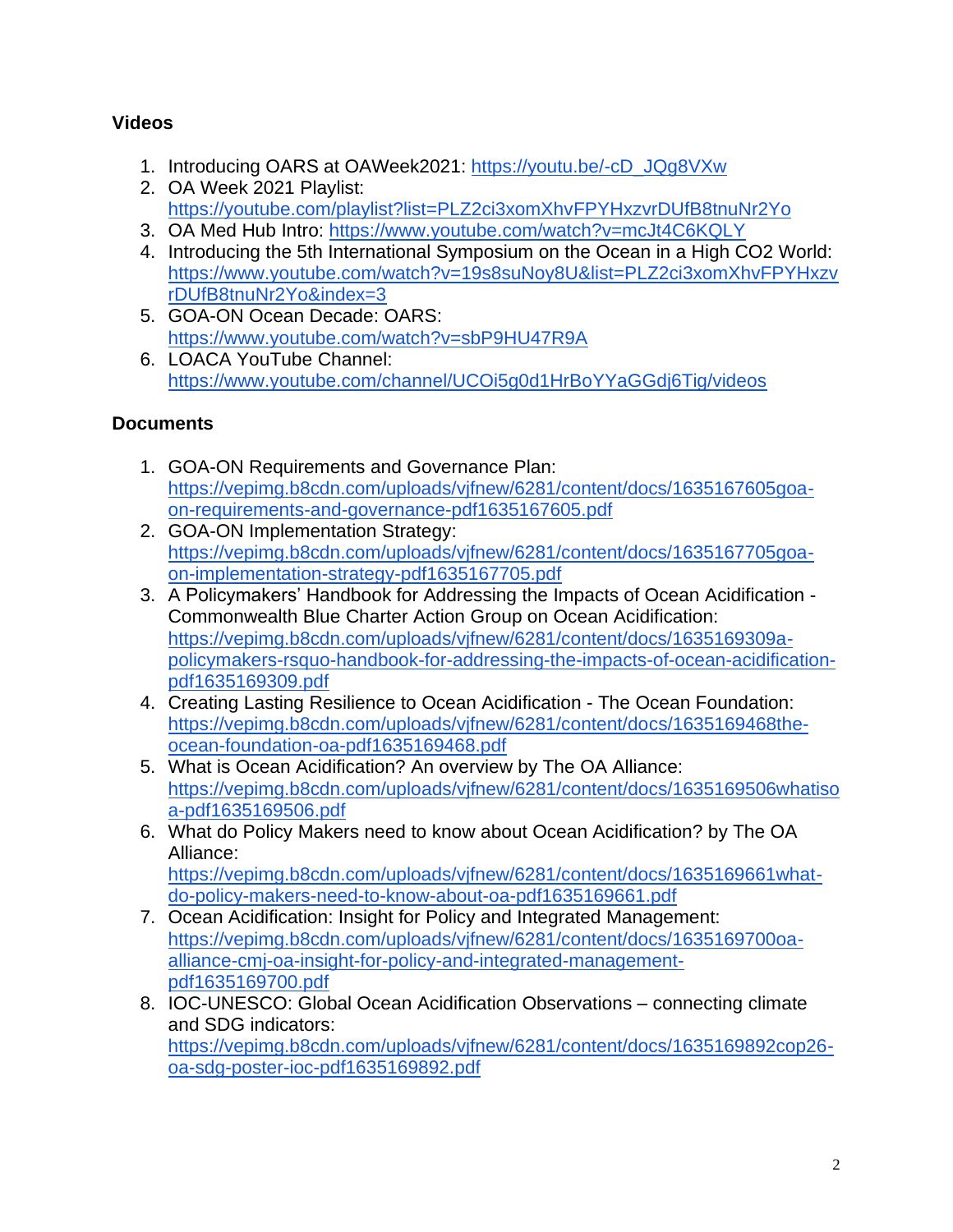### Videos

1. Introducing OARS at OAWeek2021: https://youtu.be/-cD_JQg8VXw
2. OA Week 2021 Playlist: https://youtube.com/playlist?list=PLZ2ci3xomXhvFPYHxzvrDUfB8tnuNr2Yo
3. OA Med Hub Intro: https://www.youtube.com/watch?v=mcJt4C6KQLY
4. Introducing the 5th International Symposium on the Ocean in a High CO2 World: https://www.youtube.com/watch?v=19s8suNoy8U&list=PLZ2ci3xomXhvFPYHxzvrDUfB8tnuNr2Yo&index=3
5. GOA-ON Ocean Decade: OARS: https://www.youtube.com/watch?v=sbP9HU47R9A
6. LOACA YouTube Channel: https://www.youtube.com/channel/UCOi5g0d1HrBoYYaGGdj6Tig/videos

### Documents

1. GOA-ON Requirements and Governance Plan: https://vepimg.b8cdn.com/uploads/vjfnew/6281/content/docs/1635167605goa-on-requirements-and-governance-pdf1635167605.pdf
2. GOA-ON Implementation Strategy: https://vepimg.b8cdn.com/uploads/vjfnew/6281/content/docs/1635167705goa-on-implementation-strategy-pdf1635167705.pdf
3. A Policymakers' Handbook for Addressing the Impacts of Ocean Acidification - Commonwealth Blue Charter Action Group on Ocean Acidification: https://vepimg.b8cdn.com/uploads/vjfnew/6281/content/docs/1635169309a-policymakers-rsquo-handbook-for-addressing-the-impacts-of-ocean-acidification-pdf1635169309.pdf
4. Creating Lasting Resilience to Ocean Acidification - The Ocean Foundation: https://vepimg.b8cdn.com/uploads/vjfnew/6281/content/docs/1635169468the-ocean-foundation-oa-pdf1635169468.pdf
5. What is Ocean Acidification? An overview by The OA Alliance: https://vepimg.b8cdn.com/uploads/vjfnew/6281/content/docs/1635169506whatisoa-pdf1635169506.pdf
6. What do Policy Makers need to know about Ocean Acidification? by The OA Alliance: https://vepimg.b8cdn.com/uploads/vjfnew/6281/content/docs/1635169661what-do-policy-makers-need-to-know-about-oa-pdf1635169661.pdf
7. Ocean Acidification: Insight for Policy and Integrated Management: https://vepimg.b8cdn.com/uploads/vjfnew/6281/content/docs/1635169700oa-alliance-cmj-oa-insight-for-policy-and-integrated-management-pdf1635169700.pdf
8. IOC-UNESCO: Global Ocean Acidification Observations – connecting climate and SDG indicators: https://vepimg.b8cdn.com/uploads/vjfnew/6281/content/docs/1635169892cop26-oa-sdg-poster-ioc-pdf1635169892.pdf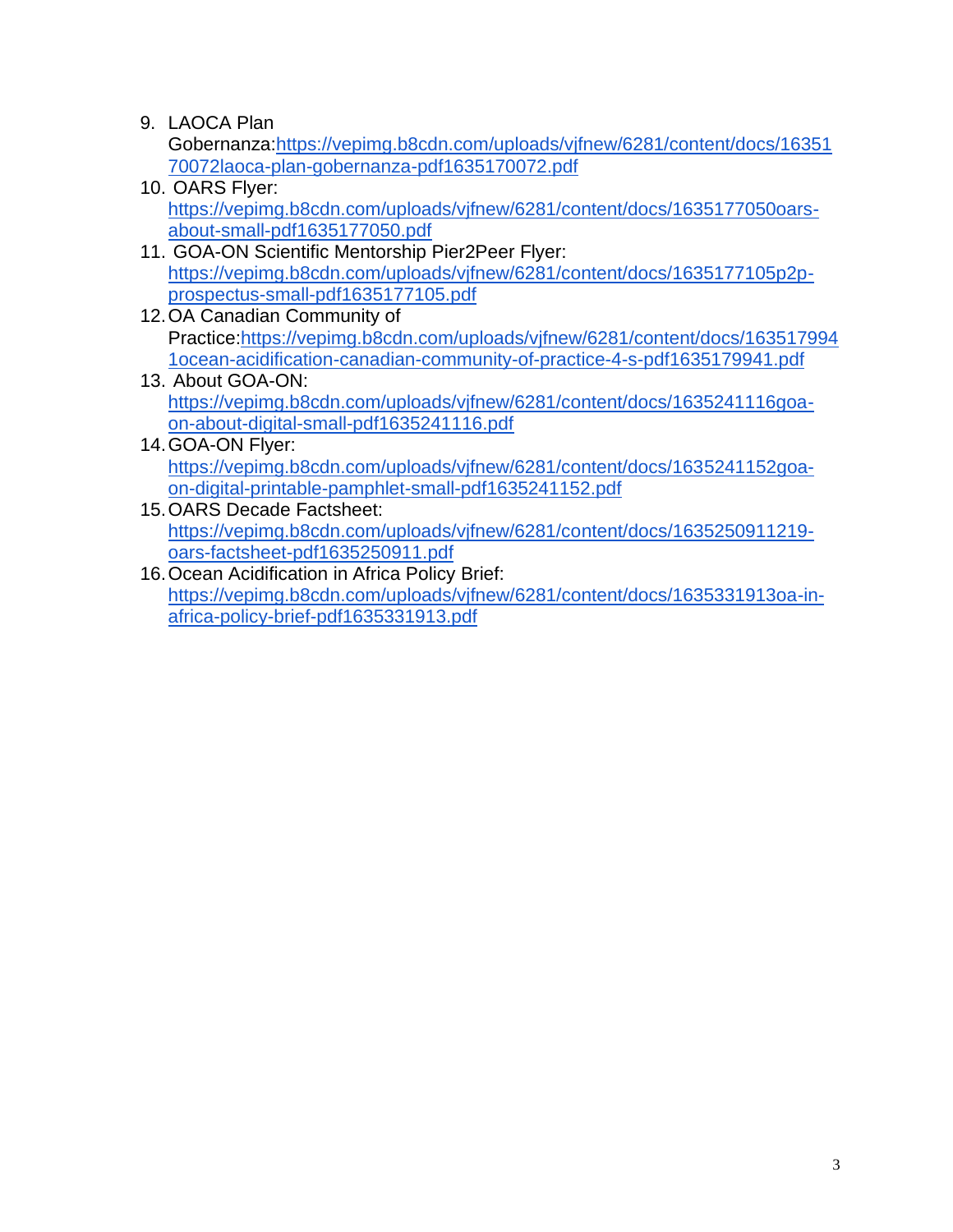9. LAOCA Plan Gobernanza:https://vepimg.b8cdn.com/uploads/vjfnew/6281/content/docs/1635170072laoca-plan-gobernanza-pdf1635170072.pdf
10. OARS Flyer: https://vepimg.b8cdn.com/uploads/vjfnew/6281/content/docs/1635177050oars-about-small-pdf1635177050.pdf
11. GOA-ON Scientific Mentorship Pier2Peer Flyer: https://vepimg.b8cdn.com/uploads/vjfnew/6281/content/docs/1635177105p2p-prospectus-small-pdf1635177105.pdf
12. OA Canadian Community of Practice:https://vepimg.b8cdn.com/uploads/vjfnew/6281/content/docs/1635179941ocean-acidification-canadian-community-of-practice-4-s-pdf1635179941.pdf
13. About GOA-ON: https://vepimg.b8cdn.com/uploads/vjfnew/6281/content/docs/1635241116goa-on-about-digital-small-pdf1635241116.pdf
14. GOA-ON Flyer: https://vepimg.b8cdn.com/uploads/vjfnew/6281/content/docs/1635241152goa-on-digital-printable-pamphlet-small-pdf1635241152.pdf
15. OARS Decade Factsheet: https://vepimg.b8cdn.com/uploads/vjfnew/6281/content/docs/1635250911219-oars-factsheet-pdf1635250911.pdf
16. Ocean Acidification in Africa Policy Brief: https://vepimg.b8cdn.com/uploads/vjfnew/6281/content/docs/1635331913oa-in-africa-policy-brief-pdf1635331913.pdf